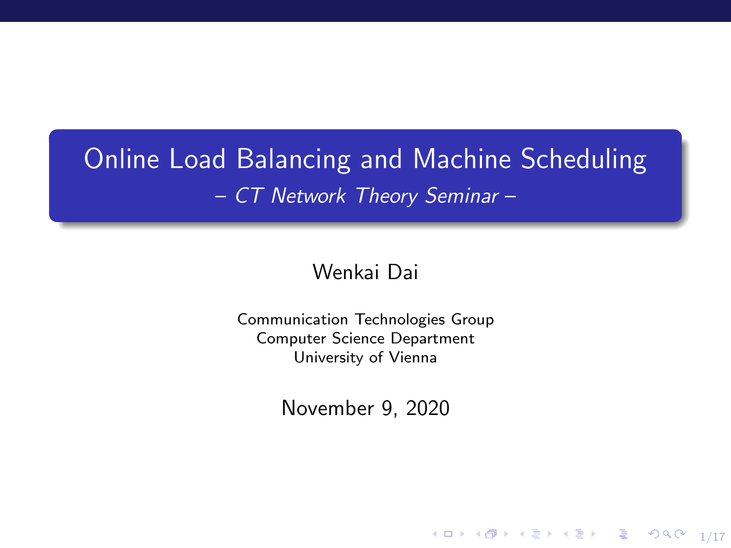# Online Load Balancing and Machine Scheduling

*– CT Network Theory Seminar –*

Wenkai Dai

Communication Technologies Group
Computer Science Department
University of Vienna

November 9, 2020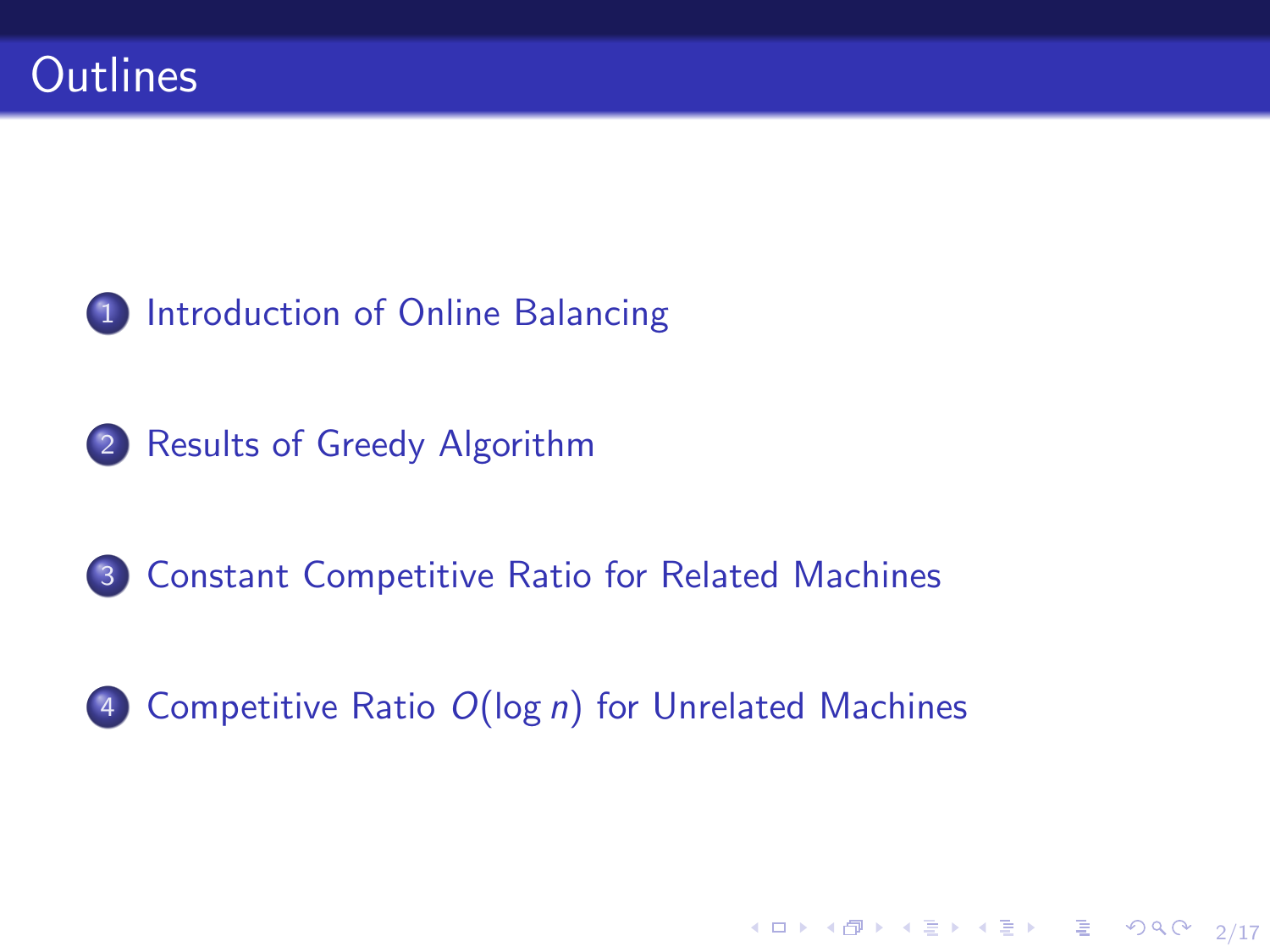# Outlines

1. Introduction of Online Balancing
2. Results of Greedy Algorithm
3. Constant Competitive Ratio for Related Machines
4. Competitive Ratio $O(\log n)$ for Unrelated Machines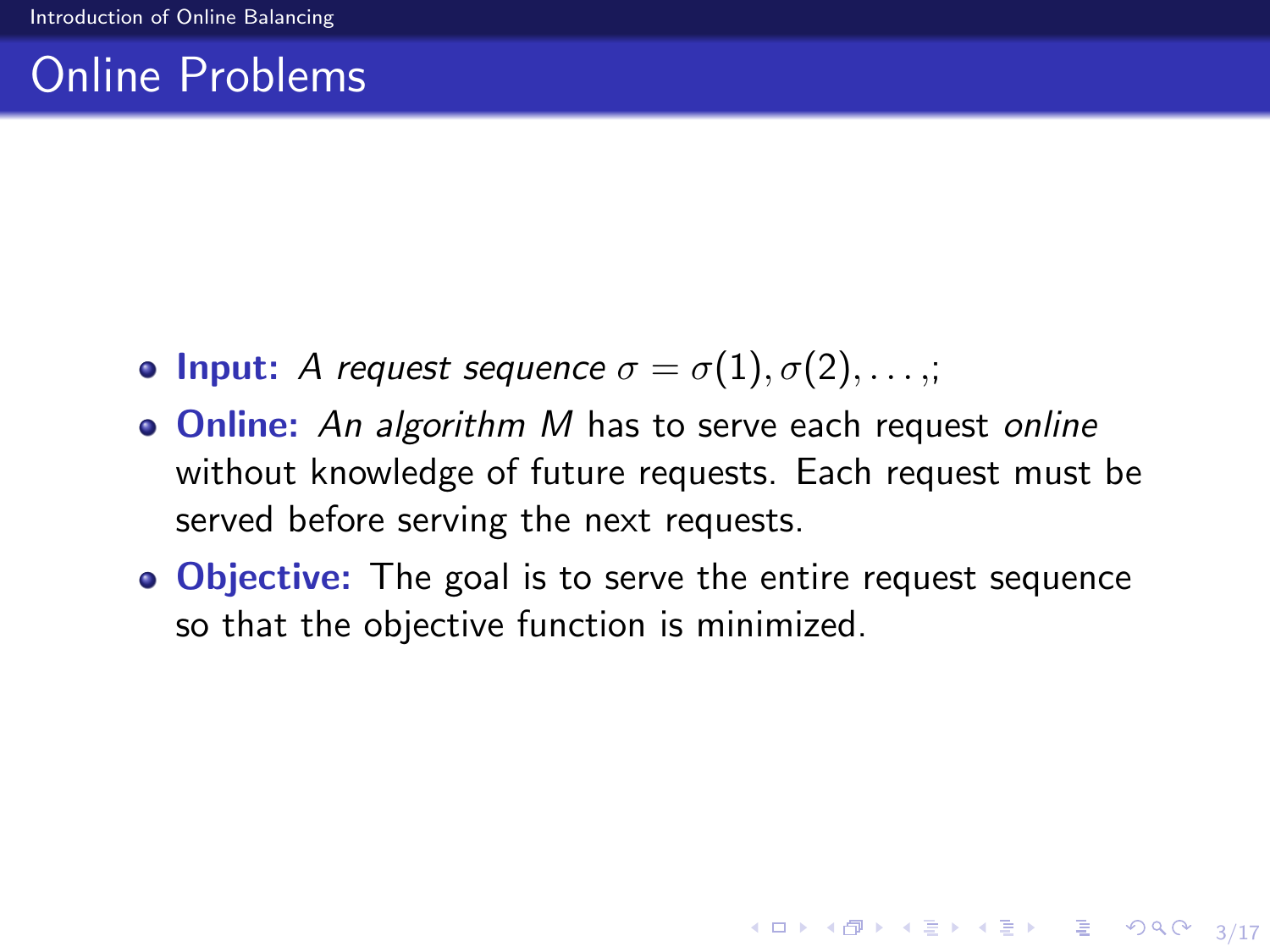## Online Problems

- **Input:** *A request sequence* $\sigma = \sigma(1), \sigma(2), \ldots,$;
- **Online:** *An algorithm M* has to serve each request *online* without knowledge of future requests. Each request must be served before serving the next requests.
- **Objective:** The goal is to serve the entire request sequence so that the objective function is minimized.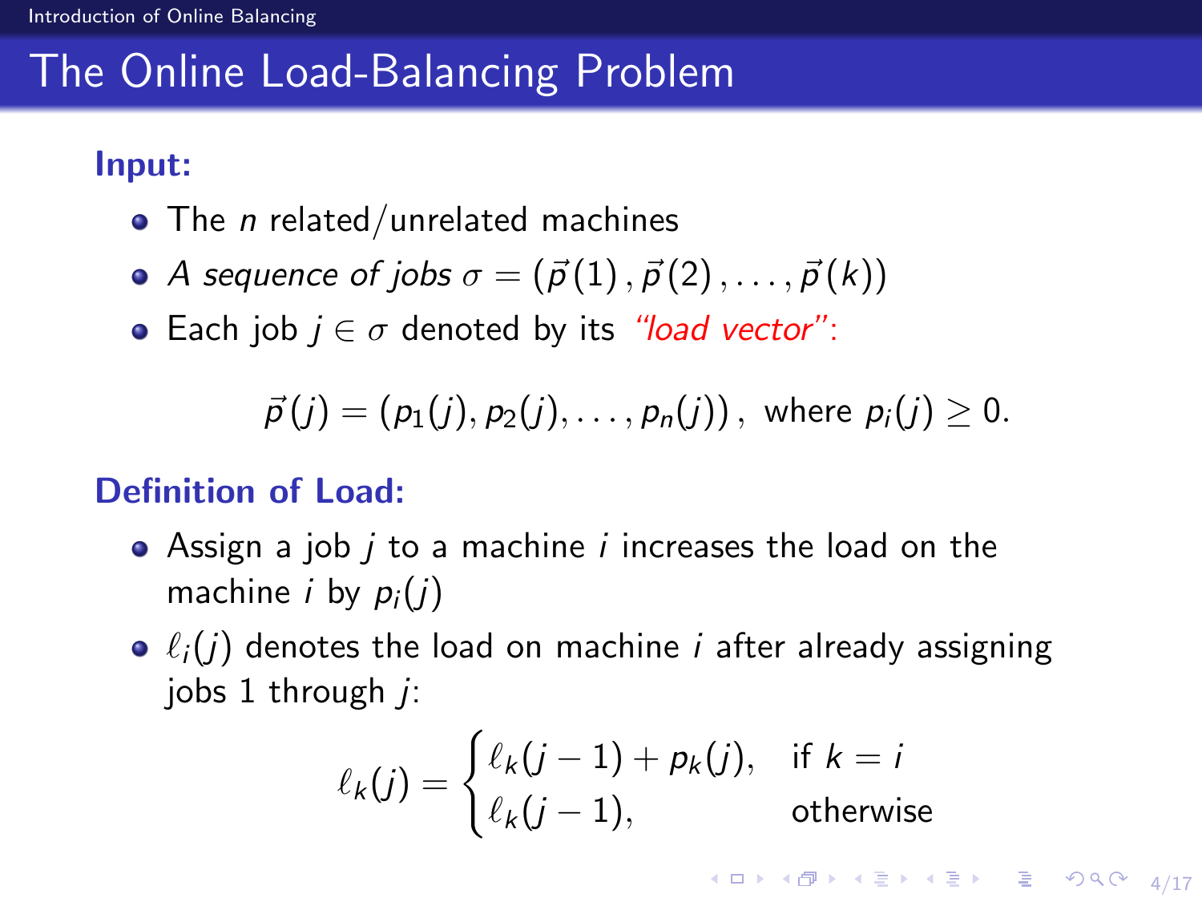# The Online Load-Balancing Problem

**Input:**

- The $n$ related/unrelated machines
- *A sequence of jobs* $\sigma = (\vec{p}(1), \vec{p}(2), \ldots, \vec{p}(k))$
- Each job $j \in \sigma$ denoted by its *"load vector"*:

$$\vec{p}(j) = (p_1(j), p_2(j), \ldots, p_n(j)), \text{ where } p_i(j) \geq 0.$$

**Definition of Load:**

- Assign a job $j$ to a machine $i$ increases the load on the machine $i$ by $p_i(j)$
- $\ell_i(j)$ denotes the load on machine $i$ after already assigning jobs 1 through $j$:

$$\ell_k(j) = \begin{cases} \ell_k(j-1) + p_k(j), & \text{if } k = i \\ \ell_k(j-1), & \text{otherwise} \end{cases}$$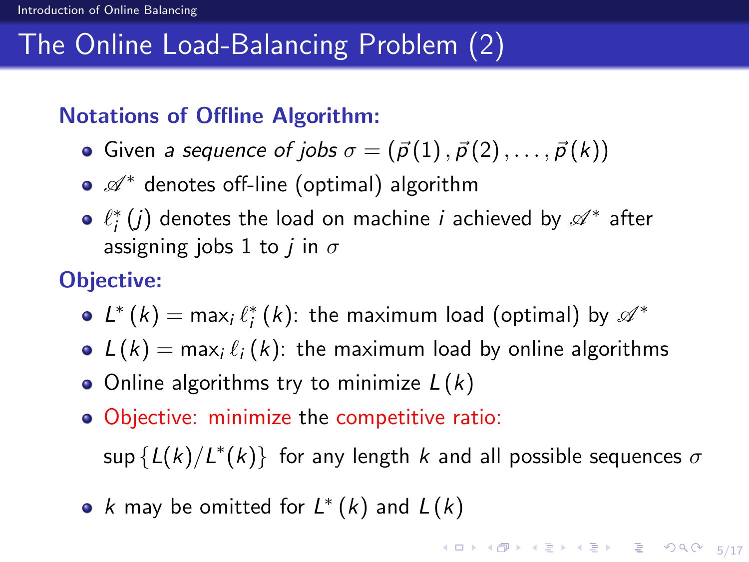# The Online Load-Balancing Problem (2)

**Notations of Offline Algorithm:**

- Given *a sequence of jobs* $\sigma = (\vec{p}(1), \vec{p}(2), \ldots, \vec{p}(k))$
- $\mathscr{A}^*$ denotes off-line (optimal) algorithm
- $\ell_i^*(j)$ denotes the load on machine $i$ achieved by $\mathscr{A}^*$ after assigning jobs 1 to $j$ in $\sigma$

**Objective:**

- $L^*(k) = \max_i \ell_i^*(k)$: the maximum load (optimal) by $\mathscr{A}^*$
- $L(k) = \max_i \ell_i(k)$: the maximum load by online algorithms
- Online algorithms try to minimize $L(k)$
- Objective: minimize the competitive ratio:

  $\sup\{L(k)/L^*(k)\}$ for any length $k$ and all possible sequences $\sigma$

- $k$ may be omitted for $L^*(k)$ and $L(k)$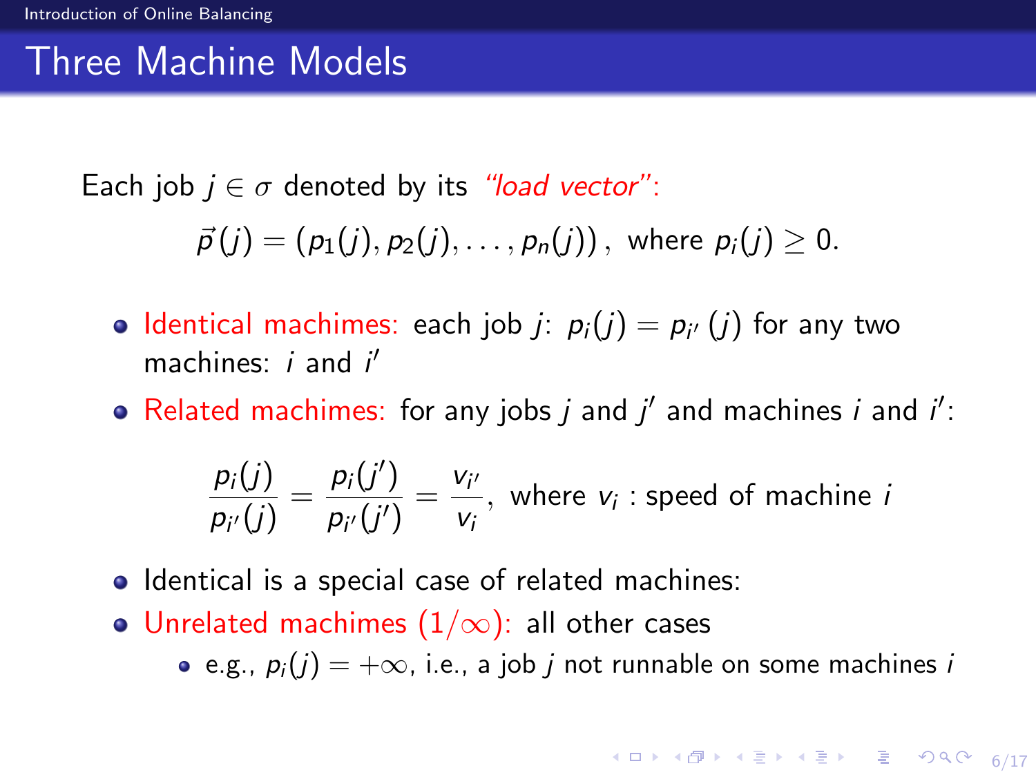# Three Machine Models

Each job $j \in \sigma$ denoted by its *"load vector"*:

$$\vec{p}(j) = (p_1(j), p_2(j), \ldots, p_n(j)), \text{ where } p_i(j) \geq 0.$$

- Identical machimes: each job $j$: $p_i(j) = p_{i'}(j)$ for any two machines: $i$ and $i'$
- Related machimes: for any jobs $j$ and $j'$ and machines $i$ and $i'$:

$$\frac{p_i(j)}{p_{i'}(j)} = \frac{p_i(j')}{p_{i'}(j')} = \frac{v_{i'}}{v_i}, \text{ where } v_i : \text{speed of machine } i$$

- Identical is a special case of related machines:
- Unrelated machimes $(1/\infty)$: all other cases
  - e.g., $p_i(j) = +\infty$, i.e., a job $j$ not runnable on some machines $i$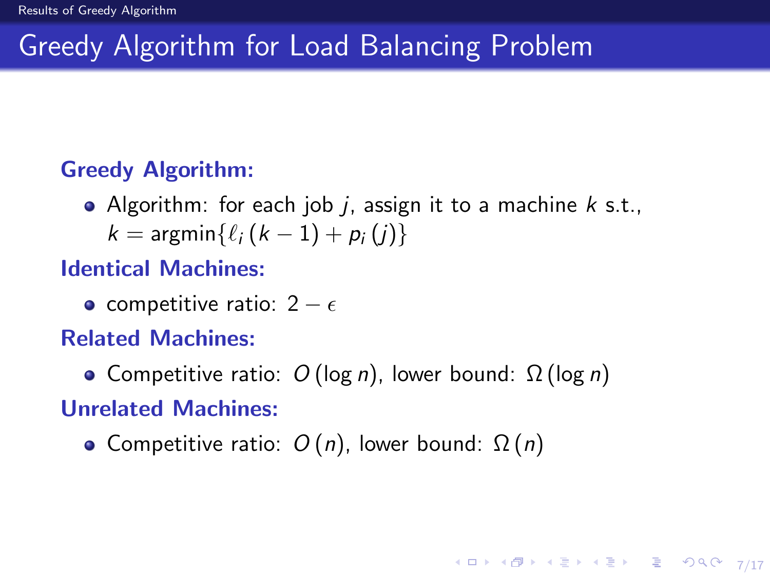# Greedy Algorithm for Load Balancing Problem

**Greedy Algorithm:**

- Algorithm: for each job $j$, assign it to a machine $k$ s.t., $k = \text{argmin}\{\ell_i(k-1) + p_i(j)\}$

**Identical Machines:**

- competitive ratio: $2 - \epsilon$

**Related Machines:**

- Competitive ratio: $O(\log n)$, lower bound: $\Omega(\log n)$

**Unrelated Machines:**

- Competitive ratio: $O(n)$, lower bound: $\Omega(n)$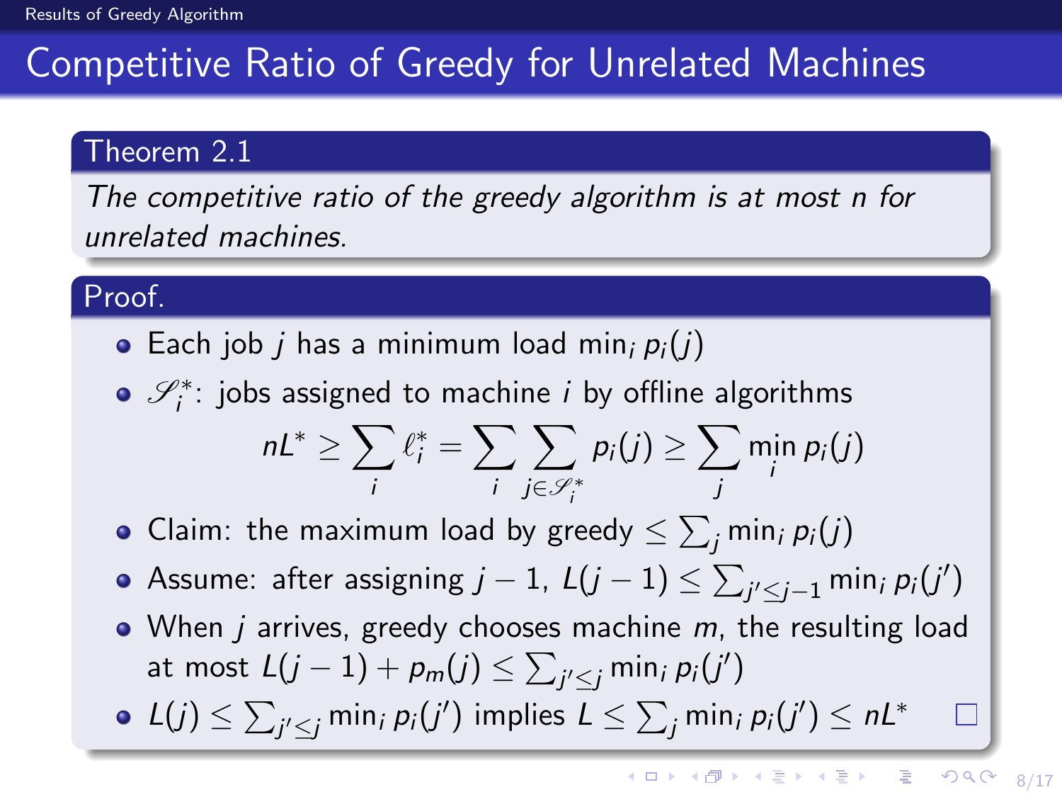# Competitive Ratio of Greedy for Unrelated Machines

**Theorem 2.1**

*The competitive ratio of the greedy algorithm is at most n for unrelated machines.*

**Proof.**

- Each job $j$ has a minimum load $\min_i p_i(j)$
- $\mathscr{S}_i^*$: jobs assigned to machine $i$ by offline algorithms

$$nL^* \geq \sum_i \ell_i^* = \sum_i \sum_{j \in \mathscr{S}_i^*} p_i(j) \geq \sum_j \min_i p_i(j)$$

- Claim: the maximum load by greedy $\leq \sum_j \min_i p_i(j)$
- Assume: after assigning $j-1$, $L(j-1) \leq \sum_{j' \leq j-1} \min_i p_i(j')$
- When $j$ arrives, greedy chooses machine $m$, the resulting load at most $L(j-1) + p_m(j) \leq \sum_{j' \leq j} \min_i p_i(j')$
- $L(j) \leq \sum_{j' \leq j} \min_i p_i(j')$ implies $L \leq \sum_j \min_i p_i(j') \leq nL^*$ □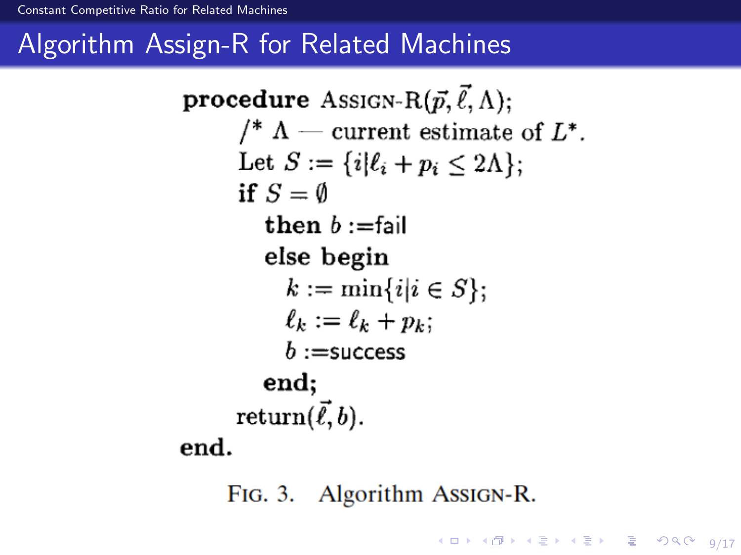# Algorithm Assign-R for Related Machines

```
procedure ASSIGN-R(p⃗, ℓ⃗, Λ);
    /* Λ — current estimate of L*.
    Let S := {i | ℓ_i + p_i ≤ 2Λ};
    if S = ∅
        then b := fail
        else begin
            k := min{i | i ∈ S};
            ℓ_k := ℓ_k + p_k;
            b := success
        end;
    return(ℓ⃗, b).
end.
```

FIG. 3. Algorithm ASSIGN-R.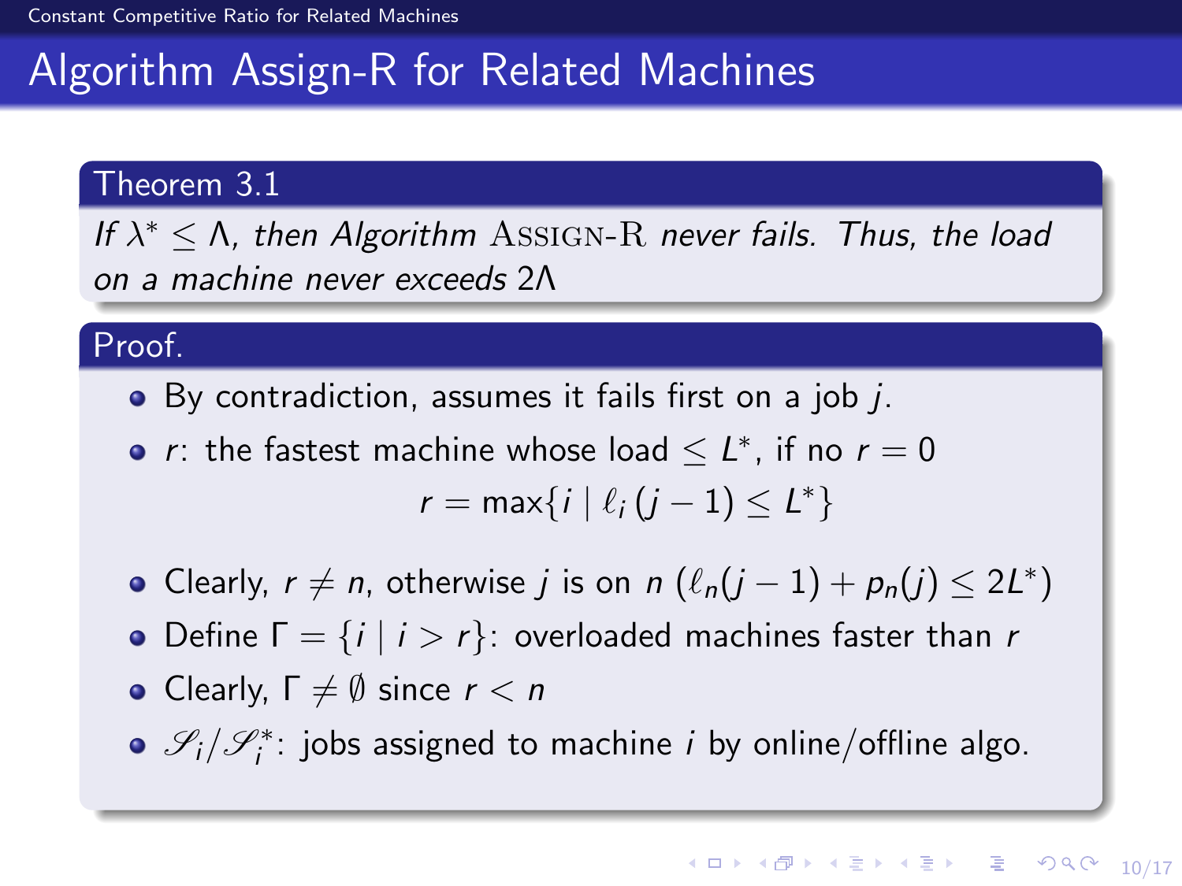# Algorithm Assign-R for Related Machines

**Theorem 3.1**

*If $\lambda^* \leq \Lambda$, then Algorithm* ASSIGN-R *never fails. Thus, the load on a machine never exceeds* $2\Lambda$

**Proof.**

- By contradiction, assumes it fails first on a job $j$.
- $r$: the fastest machine whose load $\leq L^*$, if no $r = 0$

$$r = \max\{i \mid \ell_i(j-1) \leq L^*\}$$

- Clearly, $r \neq n$, otherwise $j$ is on $n$ ($\ell_n(j-1) + p_n(j) \leq 2L^*$)
- Define $\Gamma = \{i \mid i > r\}$: overloaded machines faster than $r$
- Clearly, $\Gamma \neq \emptyset$ since $r < n$
- $\mathscr{S}_i/\mathscr{S}_i^*$: jobs assigned to machine $i$ by online/offline algo.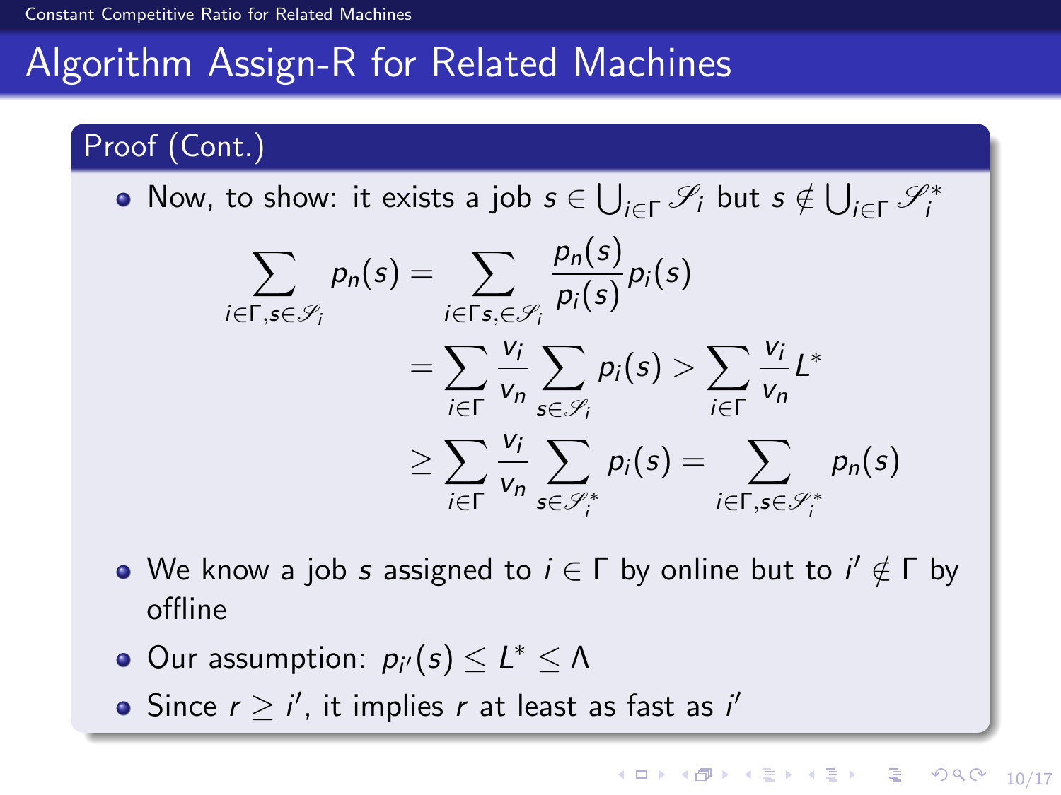## Algorithm Assign-R for Related Machines

**Proof (Cont.)**

- Now, to show: it exists a job $s \in \bigcup_{i \in \Gamma} \mathcal{S}_i$ but $s \notin \bigcup_{i \in \Gamma} \mathcal{S}_i^*$

$$
\begin{aligned}
\sum_{i \in \Gamma, s \in \mathcal{S}_i} p_n(s) &= \sum_{i \in \Gamma s, \in \mathcal{S}_i} \frac{p_n(s)}{p_i(s)} p_i(s) \\
&= \sum_{i \in \Gamma} \frac{v_i}{v_n} \sum_{s \in \mathcal{S}_i} p_i(s) > \sum_{i \in \Gamma} \frac{v_i}{v_n} L^* \\
&\geq \sum_{i \in \Gamma} \frac{v_i}{v_n} \sum_{s \in \mathcal{S}_i^*} p_i(s) = \sum_{i \in \Gamma, s \in \mathcal{S}_i^*} p_n(s)
\end{aligned}
$$

- We know a job $s$ assigned to $i \in \Gamma$ by online but to $i' \notin \Gamma$ by offline
- Our assumption: $p_{i'}(s) \leq L^* \leq \Lambda$
- Since $r \geq i'$, it implies $r$ at least as fast as $i'$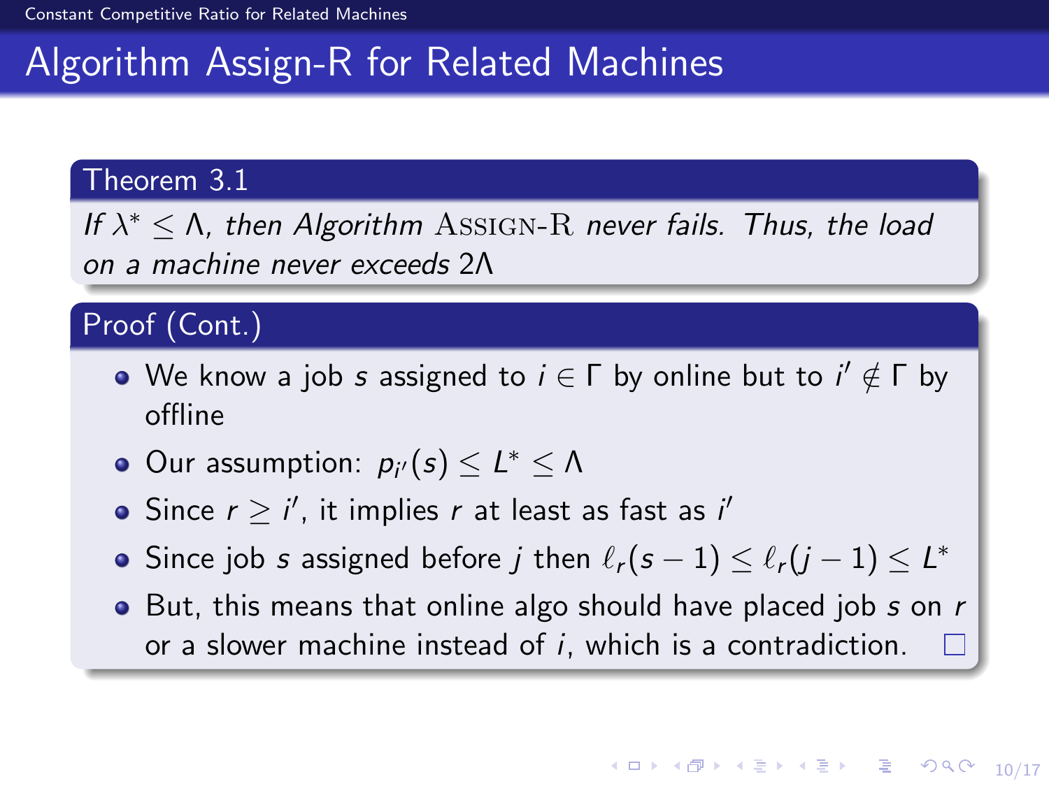# Algorithm Assign-R for Related Machines

**Theorem 3.1**

*If $\lambda^* \leq \Lambda$, then Algorithm* Assign-R *never fails. Thus, the load on a machine never exceeds* $2\Lambda$

**Proof (Cont.)**

- We know a job $s$ assigned to $i \in \Gamma$ by online but to $i' \notin \Gamma$ by offline
- Our assumption: $p_{i'}(s) \leq L^* \leq \Lambda$
- Since $r \geq i'$, it implies $r$ at least as fast as $i'$
- Since job $s$ assigned before $j$ then $\ell_r(s-1) \leq \ell_r(j-1) \leq L^*$
- But, this means that online algo should have placed job $s$ on $r$ or a slower machine instead of $i$, which is a contradiction. □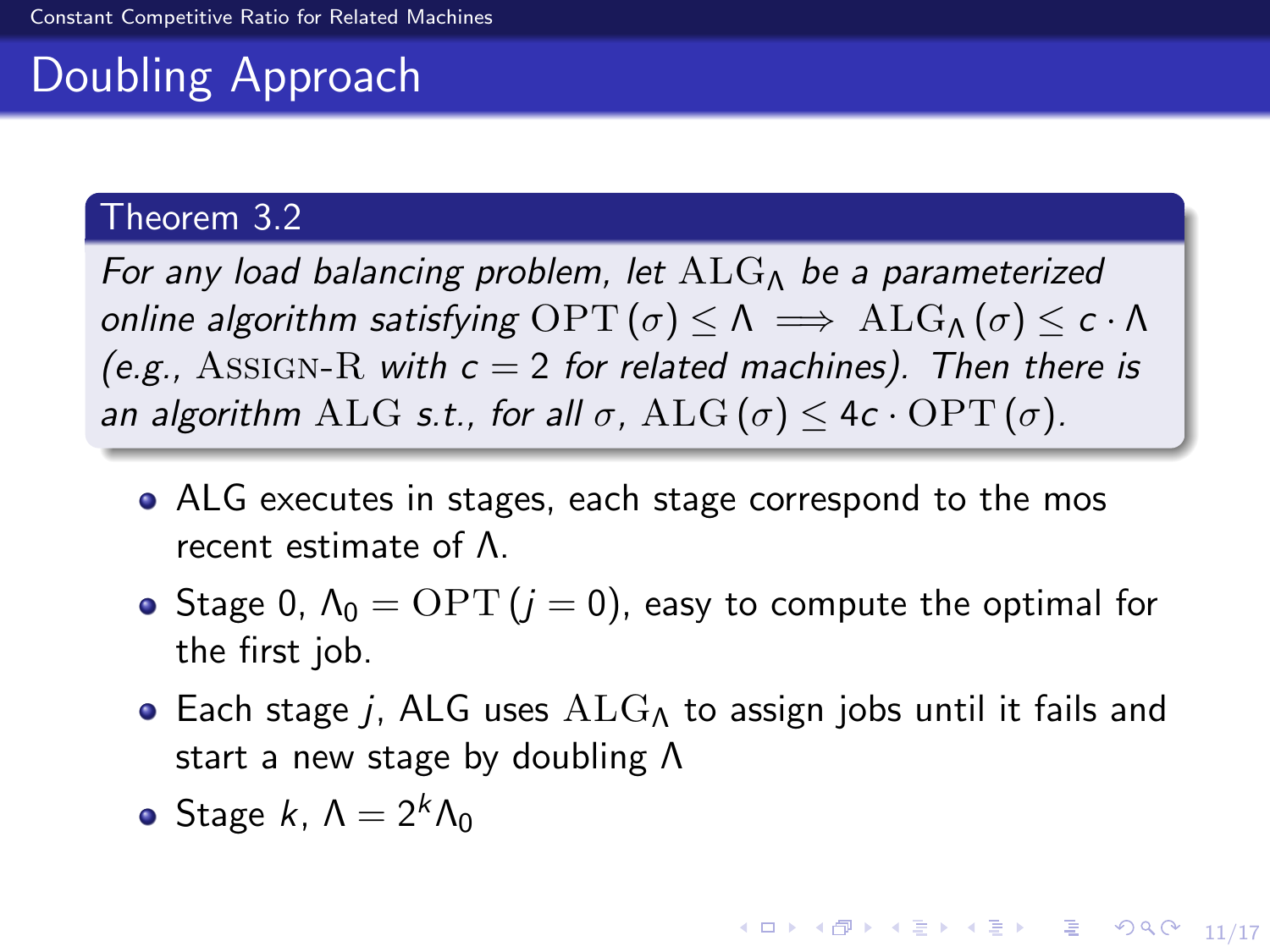# Doubling Approach

**Theorem 3.2**

*For any load balancing problem, let $\mathrm{ALG}_\Lambda$ be a parameterized online algorithm satisfying $\mathrm{OPT}(\sigma) \leq \Lambda \implies \mathrm{ALG}_\Lambda(\sigma) \leq c \cdot \Lambda$ (e.g., $\textsc{Assign-R}$ with $c = 2$ for related machines). Then there is an algorithm $\mathrm{ALG}$ s.t., for all $\sigma$, $\mathrm{ALG}(\sigma) \leq 4c \cdot \mathrm{OPT}(\sigma)$.*

- ALG executes in stages, each stage correspond to the mos recent estimate of $\Lambda$.
- Stage 0, $\Lambda_0 = \mathrm{OPT}(j = 0)$, easy to compute the optimal for the first job.
- Each stage $j$, ALG uses $\mathrm{ALG}_\Lambda$ to assign jobs until it fails and start a new stage by doubling $\Lambda$
- Stage $k$, $\Lambda = 2^k \Lambda_0$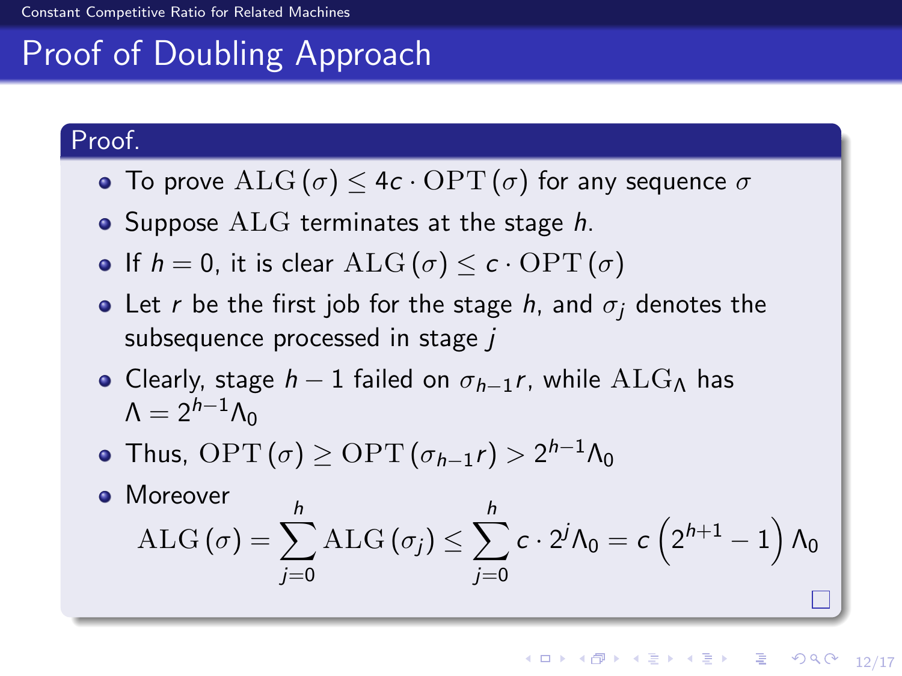## Proof of Doubling Approach

**Proof.**

- To prove $\mathrm{ALG}(\sigma) \leq 4c \cdot \mathrm{OPT}(\sigma)$ for any sequence $\sigma$
- Suppose $\mathrm{ALG}$ terminates at the stage $h$.
- If $h = 0$, it is clear $\mathrm{ALG}(\sigma) \leq c \cdot \mathrm{OPT}(\sigma)$
- Let $r$ be the first job for the stage $h$, and $\sigma_j$ denotes the subsequence processed in stage $j$
- Clearly, stage $h-1$ failed on $\sigma_{h-1}r$, while $\mathrm{ALG}_\Lambda$ has $\Lambda = 2^{h-1}\Lambda_0$
- Thus, $\mathrm{OPT}(\sigma) \geq \mathrm{OPT}(\sigma_{h-1}r) > 2^{h-1}\Lambda_0$
- Moreover

$$\mathrm{ALG}(\sigma) = \sum_{j=0}^{h} \mathrm{ALG}(\sigma_j) \leq \sum_{j=0}^{h} c \cdot 2^j \Lambda_0 = c\left(2^{h+1} - 1\right)\Lambda_0$$

□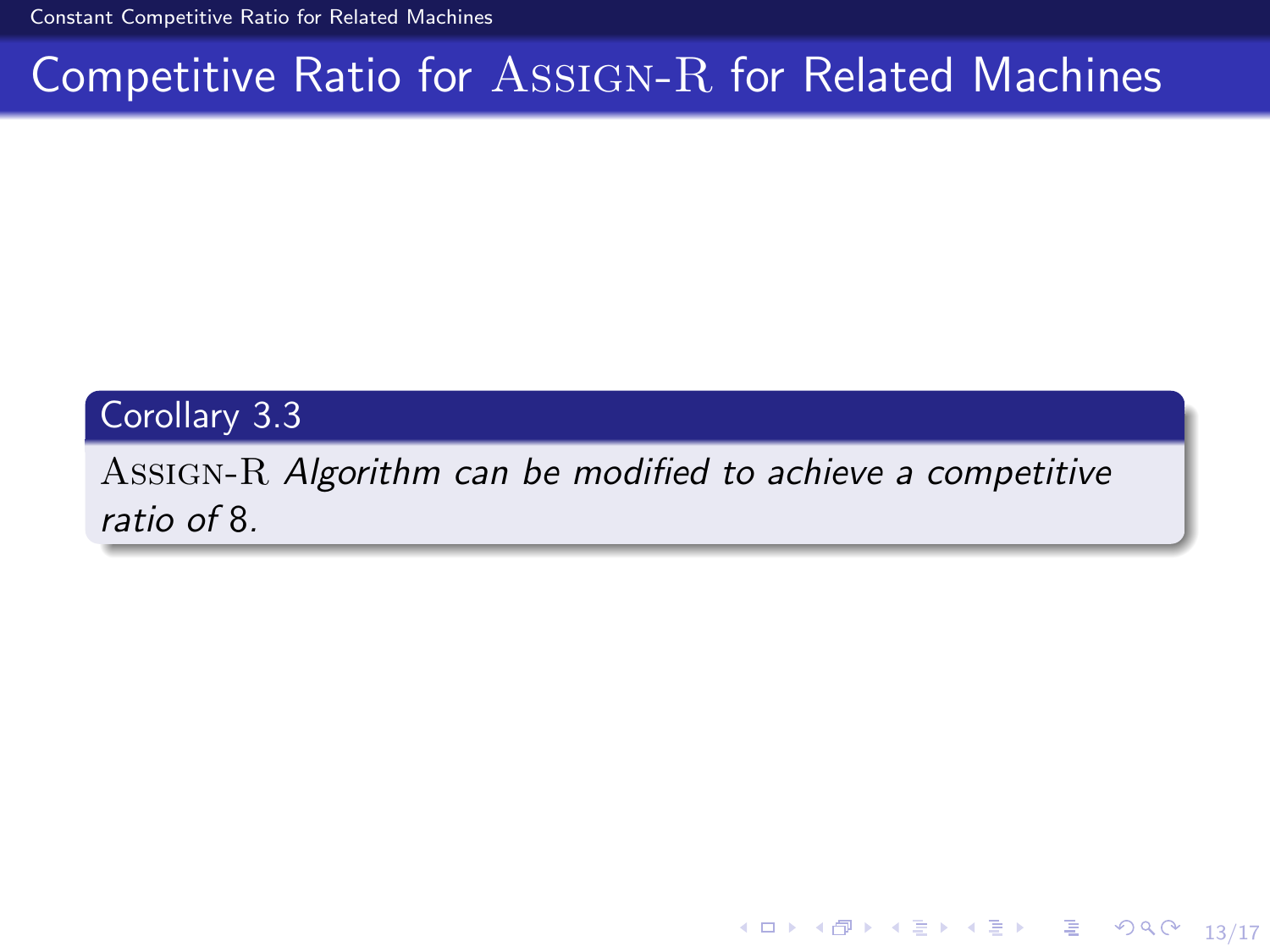# Competitive Ratio for Assign-R for Related Machines

**Corollary 3.3**

Assign-R *Algorithm can be modified to achieve a competitive ratio of* 8.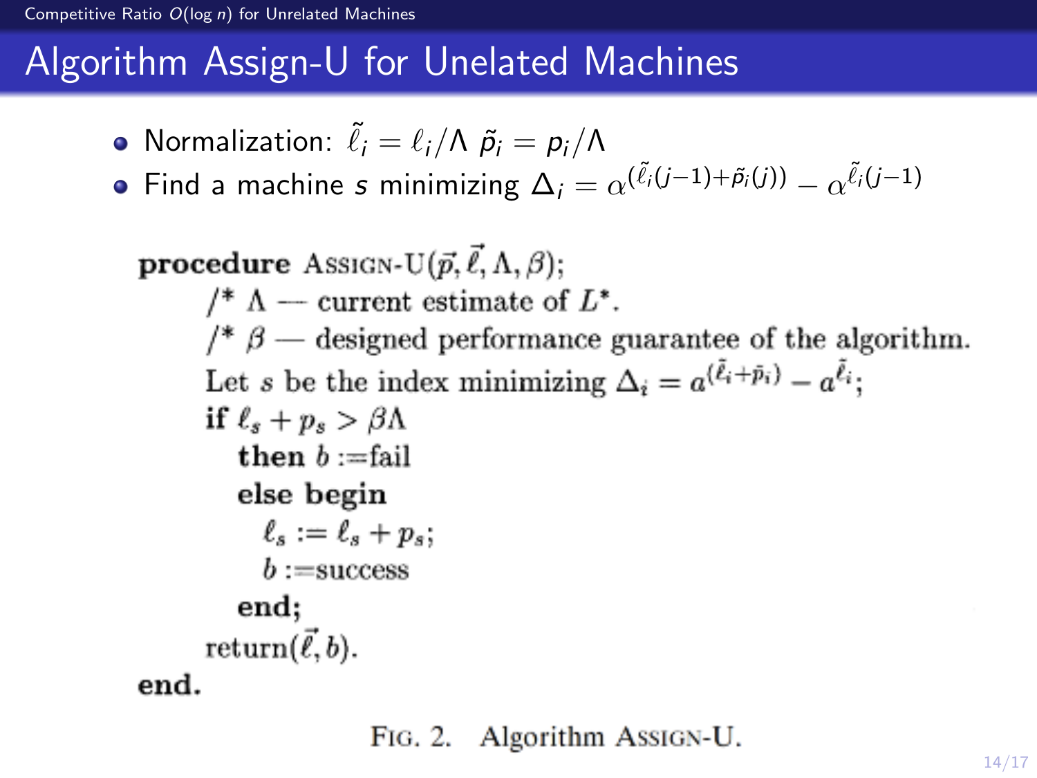# Algorithm Assign-U for Unelated Machines

- Normalization: $\tilde{\ell}_i = \ell_i / \Lambda$ $\tilde{p}_i = p_i / \Lambda$
- Find a machine $s$ minimizing $\Delta_i = \alpha^{(\tilde{\ell}_i(j-1)+\tilde{p}_i(j))} - \alpha^{\tilde{\ell}_i(j-1)}$

```
procedure ASSIGN-U(p⃗, ℓ⃗, Λ, β);
    /* Λ — current estimate of L*.
    /* β — designed performance guarantee of the algorithm.
    Let s be the index minimizing Δ_i = a^(ℓ̃_i + p̃_i) − a^(ℓ̃_i);
    if ℓ_s + p_s > βΛ
       then b :=fail
       else begin
          ℓ_s := ℓ_s + p_s;
          b :=success
       end;
    return(ℓ⃗, b).
end.
```

FIG. 2. Algorithm ASSIGN-U.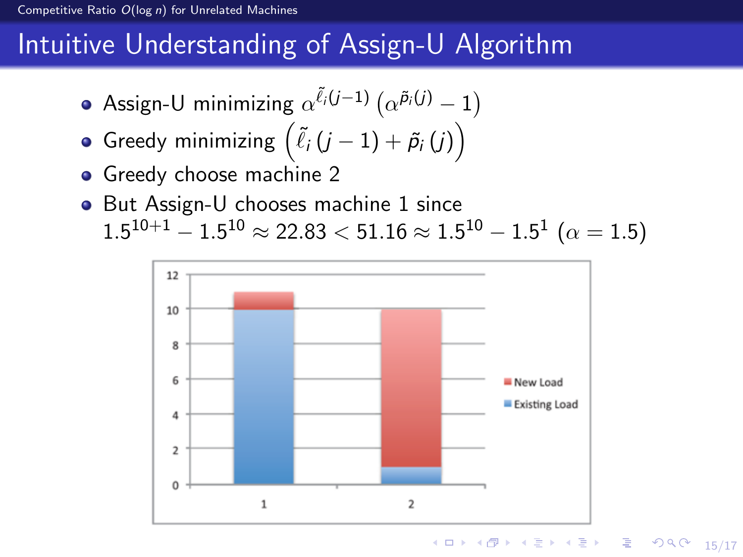# Intuitive Understanding of Assign-U Algorithm

- Assign-U minimizing $\alpha^{\tilde{\ell}_i(j-1)}\left(\alpha^{\tilde{p}_i(j)} - 1\right)$
- Greedy minimizing $\left(\tilde{\ell}_i\left(j-1\right) + \tilde{p}_i\left(j\right)\right)$
- Greedy choose machine 2
- But Assign-U chooses machine 1 since $1.5^{10+1} - 1.5^{10} \approx 22.83 < 51.16 \approx 1.5^{10} - 1.5^{1}$ $(\alpha = 1.5)$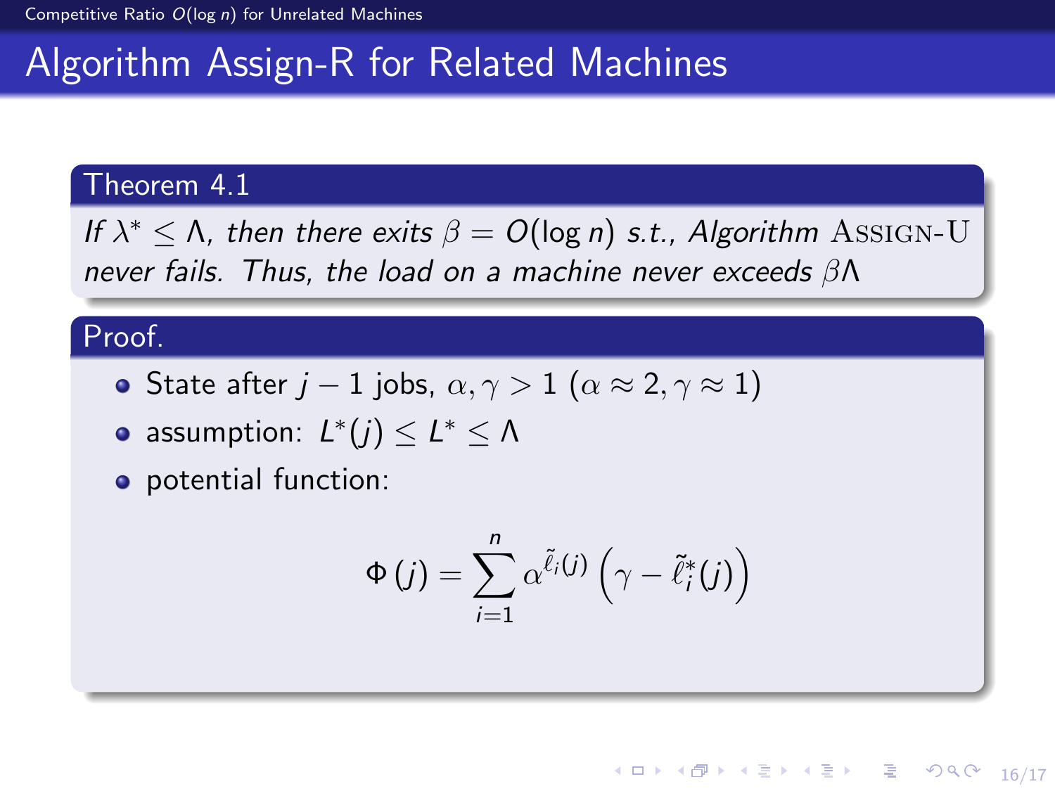# Algorithm Assign-R for Related Machines

**Theorem 4.1**

*If $\lambda^* \leq \Lambda$, then there exits $\beta = O(\log n)$ s.t., Algorithm* ASSIGN-U *never fails. Thus, the load on a machine never exceeds $\beta\Lambda$*

**Proof.**

- State after $j-1$ jobs, $\alpha, \gamma > 1$ ($\alpha \approx 2, \gamma \approx 1$)
- assumption: $L^*(j) \leq L^* \leq \Lambda$
- potential function:

$$\Phi(j) = \sum_{i=1}^{n} \alpha^{\tilde{\ell}_i(j)} \left(\gamma - \tilde{\ell}_i^*(j)\right)$$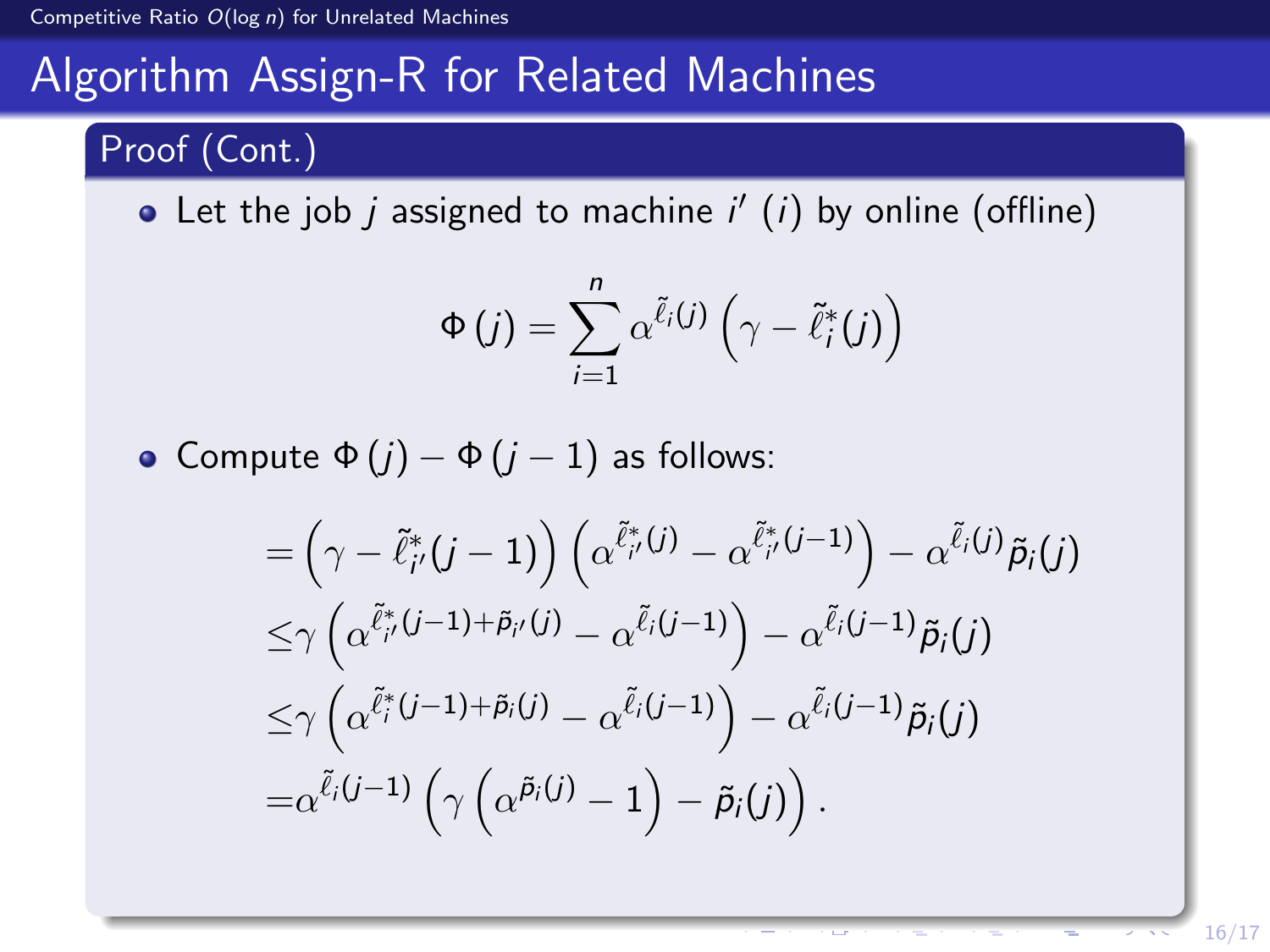# Algorithm Assign-R for Related Machines

## Proof (Cont.)

- Let the job $j$ assigned to machine $i'$ ($i$) by online (offline)

$$\Phi(j) = \sum_{i=1}^{n} \alpha^{\tilde{\ell}_i(j)} \left(\gamma - \tilde{\ell}_i^*(j)\right)$$

- Compute $\Phi(j) - \Phi(j-1)$ as follows:

$$
\begin{aligned}
&= \left(\gamma - \tilde{\ell}_{i'}^*(j-1)\right)\left(\alpha^{\tilde{\ell}_{i'}^*(j)} - \alpha^{\tilde{\ell}_{i'}^*(j-1)}\right) - \alpha^{\tilde{\ell}_i(j)} \tilde{p}_i(j) \\
&\leq \gamma \left(\alpha^{\tilde{\ell}_{i'}^*(j-1)+\tilde{p}_{i'}(j)} - \alpha^{\tilde{\ell}_i(j-1)}\right) - \alpha^{\tilde{\ell}_i(j-1)} \tilde{p}_i(j) \\
&\leq \gamma \left(\alpha^{\tilde{\ell}_i^*(j-1)+\tilde{p}_i(j)} - \alpha^{\tilde{\ell}_i(j-1)}\right) - \alpha^{\tilde{\ell}_i(j-1)} \tilde{p}_i(j) \\
&= \alpha^{\tilde{\ell}_i(j-1)} \left(\gamma \left(\alpha^{\tilde{p}_i(j)} - 1\right) - \tilde{p}_i(j)\right).
\end{aligned}
$$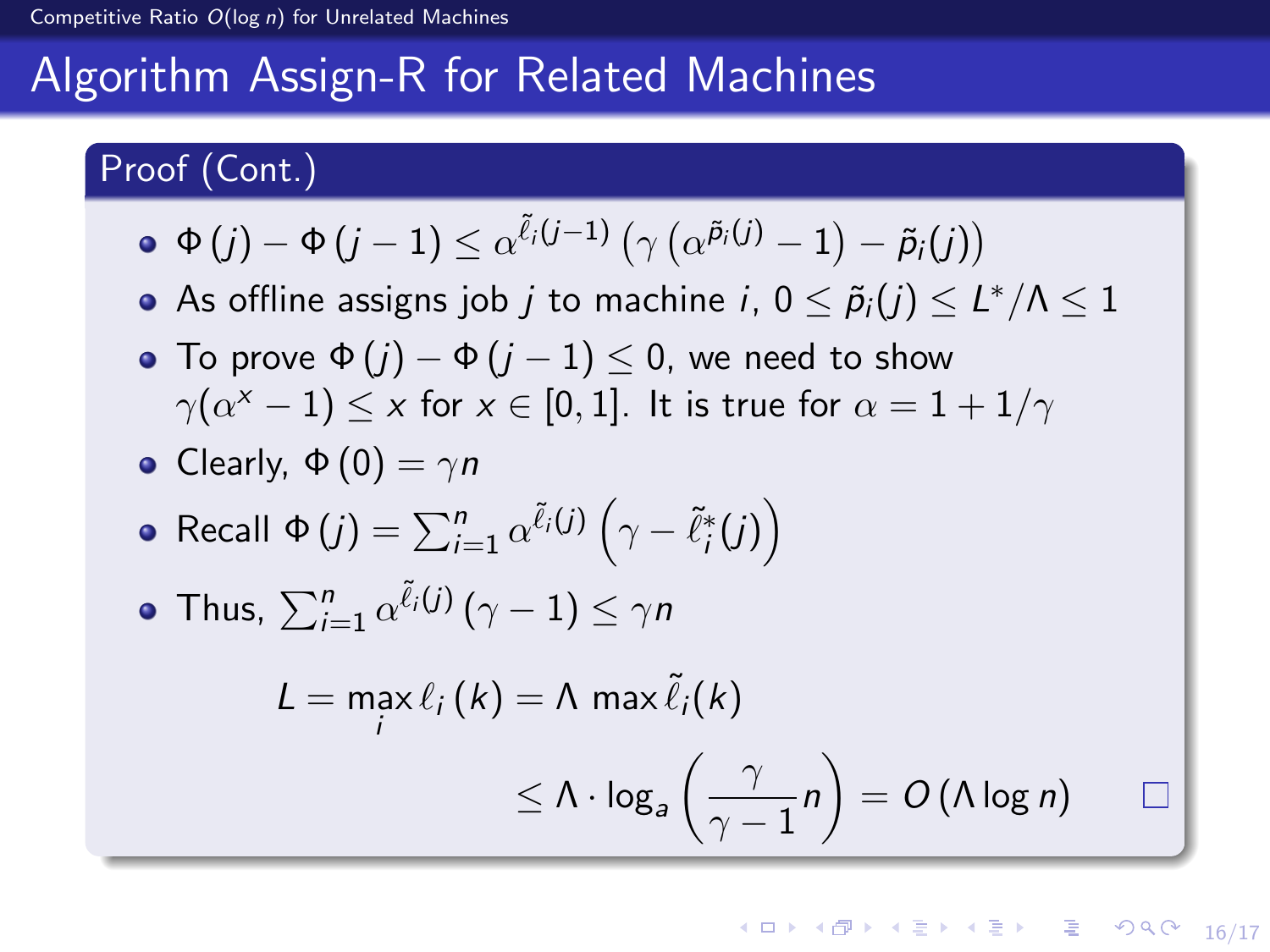## Algorithm Assign-R for Related Machines

### Proof (Cont.)

- $\Phi(j) - \Phi(j-1) \leq \alpha^{\tilde{\ell}_i(j-1)} \left( \gamma \left( \alpha^{\tilde{p}_i(j)} - 1 \right) - \tilde{p}_i(j) \right)$
- As offline assigns job $j$ to machine $i$, $0 \leq \tilde{p}_i(j) \leq L^*/\Lambda \leq 1$
- To prove $\Phi(j) - \Phi(j-1) \leq 0$, we need to show $\gamma(\alpha^x - 1) \leq x$ for $x \in [0, 1]$. It is true for $\alpha = 1 + 1/\gamma$
- Clearly, $\Phi(0) = \gamma n$
- Recall $\Phi(j) = \sum_{i=1}^{n} \alpha^{\tilde{\ell}_i(j)} \left( \gamma - \tilde{\ell}_i^*(j) \right)$
- Thus, $\sum_{i=1}^{n} \alpha^{\tilde{\ell}_i(j)} (\gamma - 1) \leq \gamma n$

$$
\begin{aligned}
L = \max_i \ell_i(k) &= \Lambda \max \tilde{\ell}_i(k) \\
&\leq \Lambda \cdot \log_a \left( \frac{\gamma}{\gamma - 1} n \right) = O(\Lambda \log n)
\end{aligned}
$$

□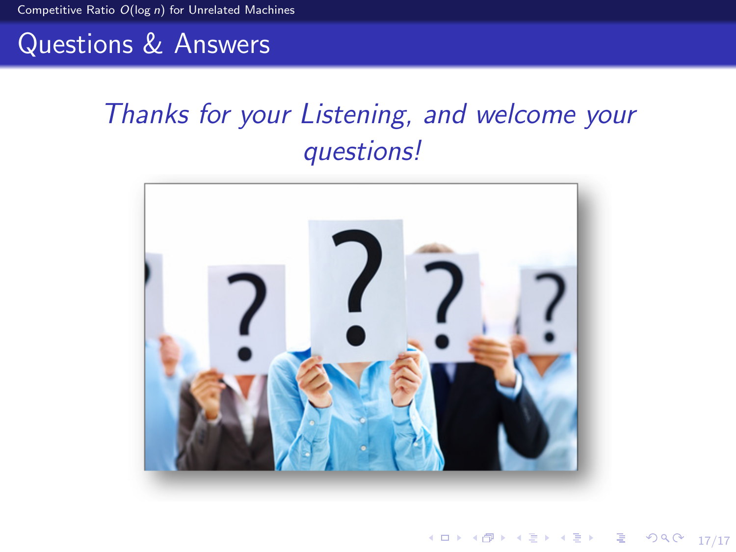# Questions & Answers

*Thanks for your Listening, and welcome your questions!*